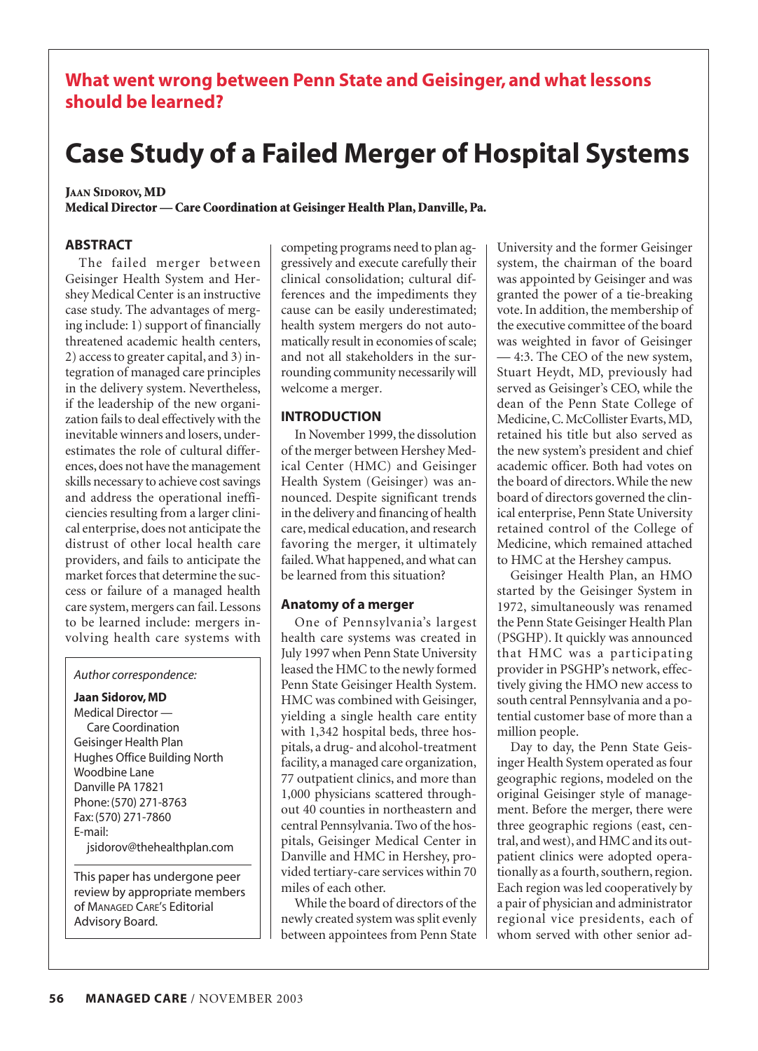**What went wrong between Penn State and Geisinger, and what lessons should be learned?**

# Case Study of a Failed Merger of Hospital Systems

**Jaan Sidorov, MD**
**Medical Director — Care Coordination at Geisinger Health Plan, Danville, Pa.**

## ABSTRACT

The failed merger between Geisinger Health System and Hershey Medical Center is an instructive case study. The advantages of merging include: 1) support of financially threatened academic health centers, 2) access to greater capital, and 3) integration of managed care principles in the delivery system. Nevertheless, if the leadership of the new organization fails to deal effectively with the inevitable winners and losers, underestimates the role of cultural differences, does not have the management skills necessary to achieve cost savings and address the operational inefficiencies resulting from a larger clinical enterprise, does not anticipate the distrust of other local health care providers, and fails to anticipate the market forces that determine the success or failure of a managed health care system, mergers can fail. Lessons to be learned include: mergers involving health care systems with competing programs need to plan aggressively and execute carefully their clinical consolidation; cultural differences and the impediments they cause can be easily underestimated; health system mergers do not automatically result in economies of scale; and not all stakeholders in the surrounding community necessarily will welcome a merger.

*Author correspondence:*

**Jaan Sidorov, MD**
Medical Director — Care Coordination
Geisinger Health Plan
Hughes Office Building North
Woodbine Lane
Danville PA 17821
Phone: (570) 271-8763
Fax: (570) 271-7860
E-mail: jsidorov@thehealthplan.com

This paper has undergone peer review by appropriate members of Managed Care's Editorial Advisory Board.

## INTRODUCTION

In November 1999, the dissolution of the merger between Hershey Medical Center (HMC) and Geisinger Health System (Geisinger) was announced. Despite significant trends in the delivery and financing of health care, medical education, and research favoring the merger, it ultimately failed. What happened, and what can be learned from this situation?

### Anatomy of a merger

One of Pennsylvania's largest health care systems was created in July 1997 when Penn State University leased the HMC to the newly formed Penn State Geisinger Health System. HMC was combined with Geisinger, yielding a single health care entity with 1,342 hospital beds, three hospitals, a drug- and alcohol-treatment facility, a managed care organization, 77 outpatient clinics, and more than 1,000 physicians scattered throughout 40 counties in northeastern and central Pennsylvania. Two of the hospitals, Geisinger Medical Center in Danville and HMC in Hershey, provided tertiary-care services within 70 miles of each other.

While the board of directors of the newly created system was split evenly between appointees from Penn State University and the former Geisinger system, the chairman of the board was appointed by Geisinger and was granted the power of a tie-breaking vote. In addition, the membership of the executive committee of the board was weighted in favor of Geisinger — 4:3. The CEO of the new system, Stuart Heydt, MD, previously had served as Geisinger's CEO, while the dean of the Penn State College of Medicine, C. McCollister Evarts, MD, retained his title but also served as the new system's president and chief academic officer. Both had votes on the board of directors. While the new board of directors governed the clinical enterprise, Penn State University retained control of the College of Medicine, which remained attached to HMC at the Hershey campus.

Geisinger Health Plan, an HMO started by the Geisinger System in 1972, simultaneously was renamed the Penn State Geisinger Health Plan (PSGHP). It quickly was announced that HMC was a participating provider in PSGHP's network, effectively giving the HMO new access to south central Pennsylvania and a potential customer base of more than a million people.

Day to day, the Penn State Geisinger Health System operated as four geographic regions, modeled on the original Geisinger style of management. Before the merger, there were three geographic regions (east, central, and west), and HMC and its outpatient clinics were adopted operationally as a fourth, southern, region. Each region was led cooperatively by a pair of physician and administrator regional vice presidents, each of whom served with other senior ad-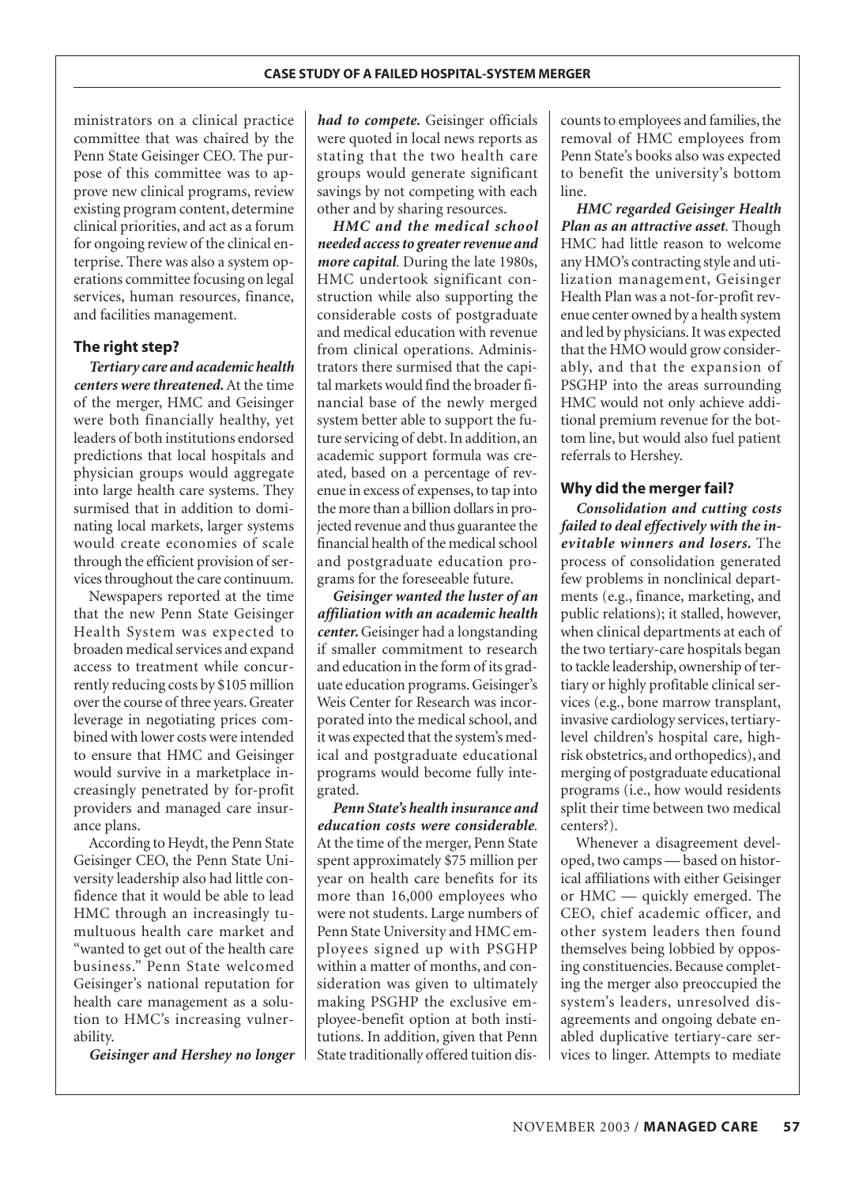ministrators on a clinical practice committee that was chaired by the Penn State Geisinger CEO. The purpose of this committee was to approve new clinical programs, review existing program content, determine clinical priorities, and act as a forum for ongoing review of the clinical enterprise. There was also a system operations committee focusing on legal services, human resources, finance, and facilities management.

## The right step?

***Tertiary care and academic health centers were threatened.*** At the time of the merger, HMC and Geisinger were both financially healthy, yet leaders of both institutions endorsed predictions that local hospitals and physician groups would aggregate into large health care systems. They surmised that in addition to dominating local markets, larger systems would create economies of scale through the efficient provision of services throughout the care continuum.

Newspapers reported at the time that the new Penn State Geisinger Health System was expected to broaden medical services and expand access to treatment while concurrently reducing costs by $105 million over the course of three years. Greater leverage in negotiating prices combined with lower costs were intended to ensure that HMC and Geisinger would survive in a marketplace increasingly penetrated by for-profit providers and managed care insurance plans.

According to Heydt, the Penn State Geisinger CEO, the Penn State University leadership also had little confidence that it would be able to lead HMC through an increasingly tumultuous health care market and "wanted to get out of the health care business." Penn State welcomed Geisinger's national reputation for health care management as a solution to HMC's increasing vulnerability.

***Geisinger and Hershey no longer had to compete.*** Geisinger officials were quoted in local news reports as stating that the two health care groups would generate significant savings by not competing with each other and by sharing resources.

***HMC and the medical school needed access to greater revenue and more capital.*** During the late 1980s, HMC undertook significant construction while also supporting the considerable costs of postgraduate and medical education with revenue from clinical operations. Administrators there surmised that the capital markets would find the broader financial base of the newly merged system better able to support the future servicing of debt. In addition, an academic support formula was created, based on a percentage of revenue in excess of expenses, to tap into the more than a billion dollars in projected revenue and thus guarantee the financial health of the medical school and postgraduate education programs for the foreseeable future.

***Geisinger wanted the luster of an affiliation with an academic health center.*** Geisinger had a longstanding if smaller commitment to research and education in the form of its graduate education programs. Geisinger's Weis Center for Research was incorporated into the medical school, and it was expected that the system's medical and postgraduate educational programs would become fully integrated.

***Penn State's health insurance and education costs were considerable.*** At the time of the merger, Penn State spent approximately $75 million per year on health care benefits for its more than 16,000 employees who were not students. Large numbers of Penn State University and HMC employees signed up with PSGHP within a matter of months, and consideration was given to ultimately making PSGHP the exclusive employee-benefit option at both institutions. In addition, given that Penn State traditionally offered tuition discounts to employees and families, the removal of HMC employees from Penn State's books also was expected to benefit the university's bottom line.

***HMC regarded Geisinger Health Plan as an attractive asset.*** Though HMC had little reason to welcome any HMO's contracting style and utilization management, Geisinger Health Plan was a not-for-profit revenue center owned by a health system and led by physicians. It was expected that the HMO would grow considerably, and that the expansion of PSGHP into the areas surrounding HMC would not only achieve additional premium revenue for the bottom line, but would also fuel patient referrals to Hershey.

## Why did the merger fail?

***Consolidation and cutting costs failed to deal effectively with the inevitable winners and losers.*** The process of consolidation generated few problems in nonclinical departments (e.g., finance, marketing, and public relations); it stalled, however, when clinical departments at each of the two tertiary-care hospitals began to tackle leadership, ownership of tertiary or highly profitable clinical services (e.g., bone marrow transplant, invasive cardiology services, tertiary-level children's hospital care, high-risk obstetrics, and orthopedics), and merging of postgraduate educational programs (i.e., how would residents split their time between two medical centers?).

Whenever a disagreement developed, two camps — based on historical affiliations with either Geisinger or HMC — quickly emerged. The CEO, chief academic officer, and other system leaders then found themselves being lobbied by opposing constituencies. Because completing the merger also preoccupied the system's leaders, unresolved disagreements and ongoing debate enabled duplicative tertiary-care services to linger. Attempts to mediate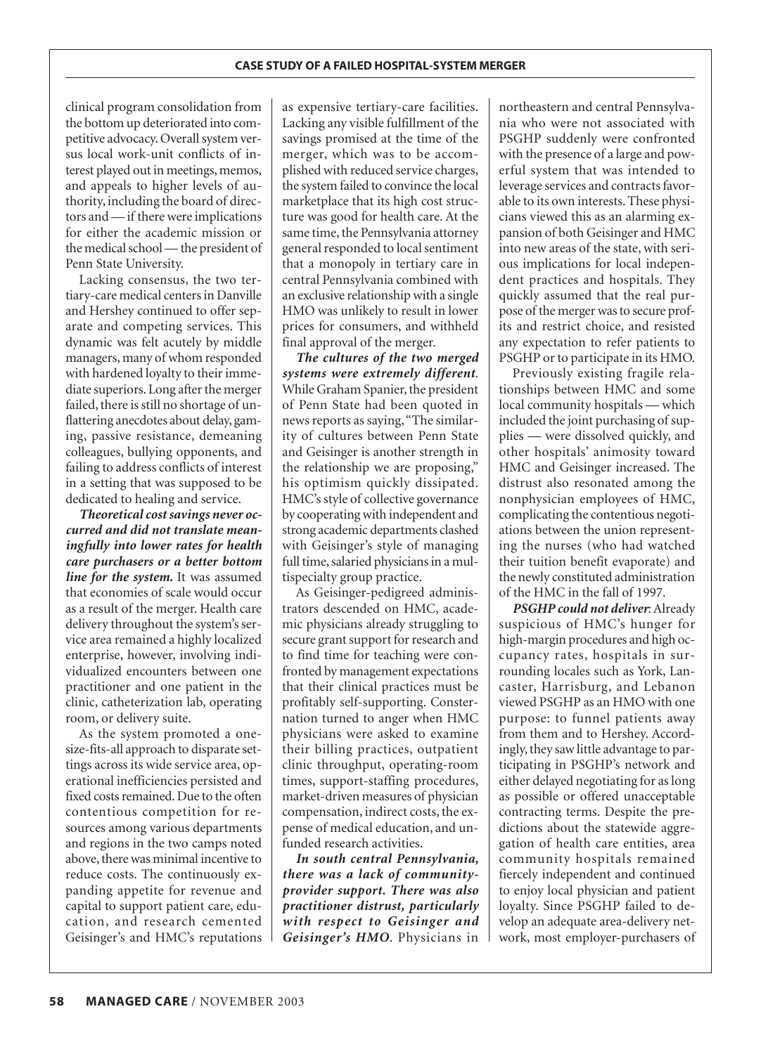clinical program consolidation from the bottom up deteriorated into competitive advocacy. Overall system versus local work-unit conflicts of interest played out in meetings, memos, and appeals to higher levels of authority, including the board of directors and — if there were implications for either the academic mission or the medical school — the president of Penn State University.

Lacking consensus, the two tertiary-care medical centers in Danville and Hershey continued to offer separate and competing services. This dynamic was felt acutely by middle managers, many of whom responded with hardened loyalty to their immediate superiors. Long after the merger failed, there is still no shortage of unflattering anecdotes about delay, gaming, passive resistance, demeaning colleagues, bullying opponents, and failing to address conflicts of interest in a setting that was supposed to be dedicated to healing and service.

***Theoretical cost savings never occurred and did not translate meaningfully into lower rates for health care purchasers or a better bottom line for the system.*** It was assumed that economies of scale would occur as a result of the merger. Health care delivery throughout the system's service area remained a highly localized enterprise, however, involving individualized encounters between one practitioner and one patient in the clinic, catheterization lab, operating room, or delivery suite.

As the system promoted a one-size-fits-all approach to disparate settings across its wide service area, operational inefficiencies persisted and fixed costs remained. Due to the often contentious competition for resources among various departments and regions in the two camps noted above, there was minimal incentive to reduce costs. The continuously expanding appetite for revenue and capital to support patient care, education, and research cemented Geisinger's and HMC's reputations as expensive tertiary-care facilities. Lacking any visible fulfillment of the savings promised at the time of the merger, which was to be accomplished with reduced service charges, the system failed to convince the local marketplace that its high cost structure was good for health care. At the same time, the Pennsylvania attorney general responded to local sentiment that a monopoly in tertiary care in central Pennsylvania combined with an exclusive relationship with a single HMO was unlikely to result in lower prices for consumers, and withheld final approval of the merger.

***The cultures of the two merged systems were extremely different.*** While Graham Spanier, the president of Penn State had been quoted in news reports as saying, "The similarity of cultures between Penn State and Geisinger is another strength in the relationship we are proposing," his optimism quickly dissipated. HMC's style of collective governance by cooperating with independent and strong academic departments clashed with Geisinger's style of managing full time, salaried physicians in a multispecialty group practice.

As Geisinger-pedigreed administrators descended on HMC, academic physicians already struggling to secure grant support for research and to find time for teaching were confronted by management expectations that their clinical practices must be profitably self-supporting. Consternation turned to anger when HMC physicians were asked to examine their billing practices, outpatient clinic throughput, operating-room times, support-staffing procedures, market-driven measures of physician compensation, indirect costs, the expense of medical education, and unfunded research activities.

***In south central Pennsylvania, there was a lack of community-provider support. There was also practitioner distrust, particularly with respect to Geisinger and Geisinger's HMO.*** Physicians in northeastern and central Pennsylvania who were not associated with PSGHP suddenly were confronted with the presence of a large and powerful system that was intended to leverage services and contracts favorable to its own interests. These physicians viewed this as an alarming expansion of both Geisinger and HMC into new areas of the state, with serious implications for local independent practices and hospitals. They quickly assumed that the real purpose of the merger was to secure profits and restrict choice, and resisted any expectation to refer patients to PSGHP or to participate in its HMO.

Previously existing fragile relationships between HMC and some local community hospitals — which included the joint purchasing of supplies — were dissolved quickly, and other hospitals' animosity toward HMC and Geisinger increased. The distrust also resonated among the nonphysician employees of HMC, complicating the contentious negotiations between the union representing the nurses (who had watched their tuition benefit evaporate) and the newly constituted administration of the HMC in the fall of 1997.

***PSGHP could not deliver***: Already suspicious of HMC's hunger for high-margin procedures and high occupancy rates, hospitals in surrounding locales such as York, Lancaster, Harrisburg, and Lebanon viewed PSGHP as an HMO with one purpose: to funnel patients away from them and to Hershey. Accordingly, they saw little advantage to participating in PSGHP's network and either delayed negotiating for as long as possible or offered unacceptable contracting terms. Despite the predictions about the statewide aggregation of health care entities, area community hospitals remained fiercely independent and continued to enjoy local physician and patient loyalty. Since PSGHP failed to develop an adequate area-delivery network, most employer-purchasers of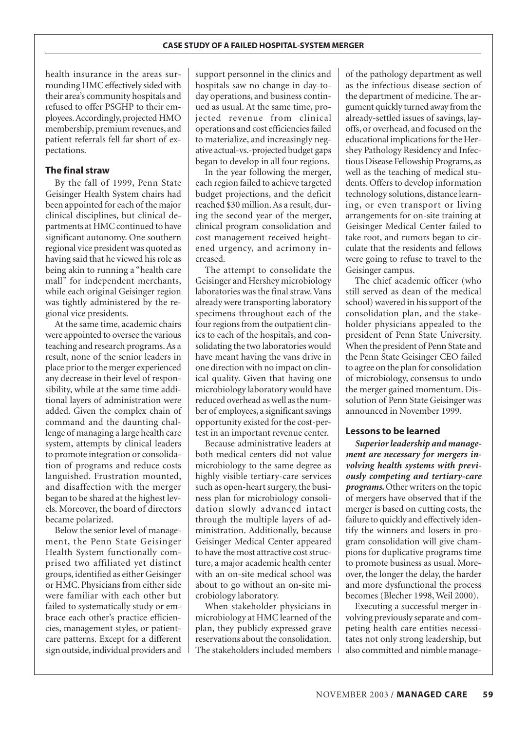health insurance in the areas surrounding HMC effectively sided with their area's community hospitals and refused to offer PSGHP to their employees. Accordingly, projected HMO membership, premium revenues, and patient referrals fell far short of expectations.

### The final straw

By the fall of 1999, Penn State Geisinger Health System chairs had been appointed for each of the major clinical disciplines, but clinical departments at HMC continued to have significant autonomy. One southern regional vice president was quoted as having said that he viewed his role as being akin to running a "health care mall" for independent merchants, while each original Geisinger region was tightly administered by the regional vice presidents.

At the same time, academic chairs were appointed to oversee the various teaching and research programs. As a result, none of the senior leaders in place prior to the merger experienced any decrease in their level of responsibility, while at the same time additional layers of administration were added. Given the complex chain of command and the daunting challenge of managing a large health care system, attempts by clinical leaders to promote integration or consolidation of programs and reduce costs languished. Frustration mounted, and disaffection with the merger began to be shared at the highest levels. Moreover, the board of directors became polarized.

Below the senior level of management, the Penn State Geisinger Health System functionally comprised two affiliated yet distinct groups, identified as either Geisinger or HMC. Physicians from either side were familiar with each other but failed to systematically study or embrace each other's practice efficiencies, management styles, or patient-care patterns. Except for a different sign outside, individual providers and support personnel in the clinics and hospitals saw no change in day-to-day operations, and business continued as usual. At the same time, projected revenue from clinical operations and cost efficiencies failed to materialize, and increasingly negative actual-vs.-projected budget gaps began to develop in all four regions.

In the year following the merger, each region failed to achieve targeted budget projections, and the deficit reached $30 million. As a result, during the second year of the merger, clinical program consolidation and cost management received heightened urgency, and acrimony increased.

The attempt to consolidate the Geisinger and Hershey microbiology laboratories was the final straw. Vans already were transporting laboratory specimens throughout each of the four regions from the outpatient clinics to each of the hospitals, and consolidating the two laboratories would have meant having the vans drive in one direction with no impact on clinical quality. Given that having one microbiology laboratory would have reduced overhead as well as the number of employees, a significant savings opportunity existed for the cost-per-test in an important revenue center.

Because administrative leaders at both medical centers did not value microbiology to the same degree as highly visible tertiary-care services such as open-heart surgery, the business plan for microbiology consolidation slowly advanced intact through the multiple layers of administration. Additionally, because Geisinger Medical Center appeared to have the most attractive cost structure, a major academic health center with an on-site medical school was about to go without an on-site microbiology laboratory.

When stakeholder physicians in microbiology at HMC learned of the plan, they publicly expressed grave reservations about the consolidation. The stakeholders included members of the pathology department as well as the infectious disease section of the department of medicine. The argument quickly turned away from the already-settled issues of savings, layoffs, or overhead, and focused on the educational implications for the Hershey Pathology Residency and Infectious Disease Fellowship Programs, as well as the teaching of medical students. Offers to develop information technology solutions, distance learning, or even transport or living arrangements for on-site training at Geisinger Medical Center failed to take root, and rumors began to circulate that the residents and fellows were going to refuse to travel to the Geisinger campus.

The chief academic officer (who still served as dean of the medical school) wavered in his support of the consolidation plan, and the stakeholder physicians appealed to the president of Penn State University. When the president of Penn State and the Penn State Geisinger CEO failed to agree on the plan for consolidation of microbiology, consensus to undo the merger gained momentum. Dissolution of Penn State Geisinger was announced in November 1999.

### Lessons to be learned

***Superior leadership and management are necessary for mergers involving health systems with previously competing and tertiary-care programs.*** Other writers on the topic of mergers have observed that if the merger is based on cutting costs, the failure to quickly and effectively identify the winners and losers in program consolidation will give champions for duplicative programs time to promote business as usual. Moreover, the longer the delay, the harder and more dysfunctional the process becomes (Blecher 1998, Weil 2000).

Executing a successful merger involving previously separate and competing health care entities necessitates not only strong leadership, but also committed and nimble manage-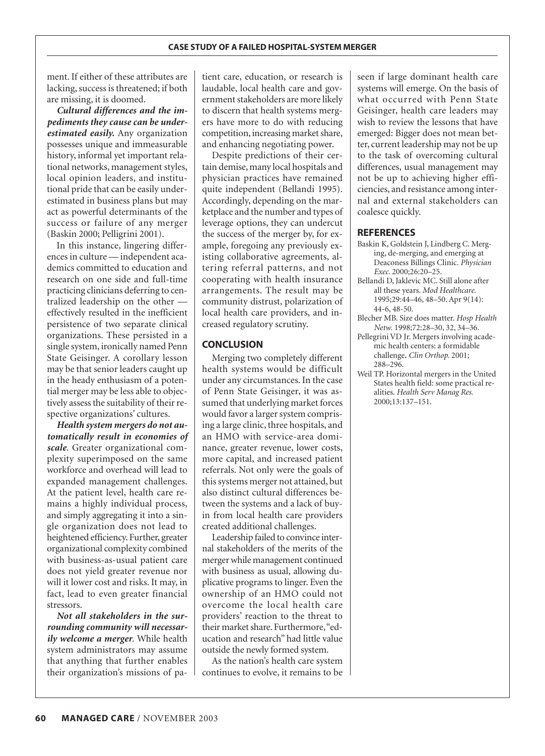ment. If either of these attributes are lacking, success is threatened; if both are missing, it is doomed.

***Cultural differences and the impediments they cause can be underestimated easily.*** Any organization possesses unique and immeasurable history, informal yet important relational networks, management styles, local opinion leaders, and institutional pride that can be easily underestimated in business plans but may act as powerful determinants of the success or failure of any merger (Baskin 2000; Pelligrini 2001).

In this instance, lingering differences in culture — independent academics committed to education and research on one side and full-time practicing clinicians deferring to centralized leadership on the other — effectively resulted in the inefficient persistence of two separate clinical organizations. These persisted in a single system, ironically named Penn State Geisinger. A corollary lesson may be that senior leaders caught up in the heady enthusiasm of a potential merger may be less able to objectively assess the suitability of their respective organizations' cultures.

***Health system mergers do not automatically result in economies of scale***. Greater organizational complexity superimposed on the same workforce and overhead will lead to expanded management challenges. At the patient level, health care remains a highly individual process, and simply aggregating it into a single organization does not lead to heightened efficiency. Further, greater organizational complexity combined with business-as-usual patient care does not yield greater revenue nor will it lower cost and risks. It may, in fact, lead to even greater financial stressors.

***Not all stakeholders in the surrounding community will necessarily welcome a merger***. While health system administrators may assume that anything that further enables their organization's missions of patient care, education, or research is laudable, local health care and government stakeholders are more likely to discern that health systems mergers have more to do with reducing competition, increasing market share, and enhancing negotiating power.

Despite predictions of their certain demise, many local hospitals and physician practices have remained quite independent (Bellandi 1995). Accordingly, depending on the marketplace and the number and types of leverage options, they can undercut the success of the merger by, for example, foregoing any previously existing collaborative agreements, altering referral patterns, and not cooperating with health insurance arrangements. The result may be community distrust, polarization of local health care providers, and increased regulatory scrutiny.

## CONCLUSION

Merging two completely different health systems would be difficult under any circumstances. In the case of Penn State Geisinger, it was assumed that underlying market forces would favor a larger system comprising a large clinic, three hospitals, and an HMO with service-area dominance, greater revenue, lower costs, more capital, and increased patient referrals. Not only were the goals of this systems merger not attained, but also distinct cultural differences between the systems and a lack of buy-in from local health care providers created additional challenges.

Leadership failed to convince internal stakeholders of the merits of the merger while management continued with business as usual, allowing duplicative programs to linger. Even the ownership of an HMO could not overcome the local health care providers' reaction to the threat to their market share. Furthermore, "education and research" had little value outside the newly formed system.

As the nation's health care system continues to evolve, it remains to be seen if large dominant health care systems will emerge. On the basis of what occurred with Penn State Geisinger, health care leaders may wish to review the lessons that have emerged: Bigger does not mean better, current leadership may not be up to the task of overcoming cultural differences, usual management may not be up to achieving higher efficiencies, and resistance among internal and external stakeholders can coalesce quickly.

## REFERENCES

Baskin K, Goldstein J, Lindberg C. Merging, de-merging, and emerging at Deaconess Billings Clinic. *Physician Exec.* 2000;26:20–25.

Bellandi D, Jaklevic MC. Still alone after all these years. *Mod Healthcare.* 1995;29:44–46, 48–50. Apr 9(14): 44-6, 48-50.

Blecher MB. Size does matter. *Hosp Health Netw.* 1998;72:28–30, 32, 34–36.

Pellegrini VD Jr. Mergers involving academic health centers: a formidable challenge. *Clin Orthop.* 2001; 288–296.

Weil TP. Horizontal mergers in the United States health field: some practical realities. *Health Serv Manag Res.* 2000;13:137–151.